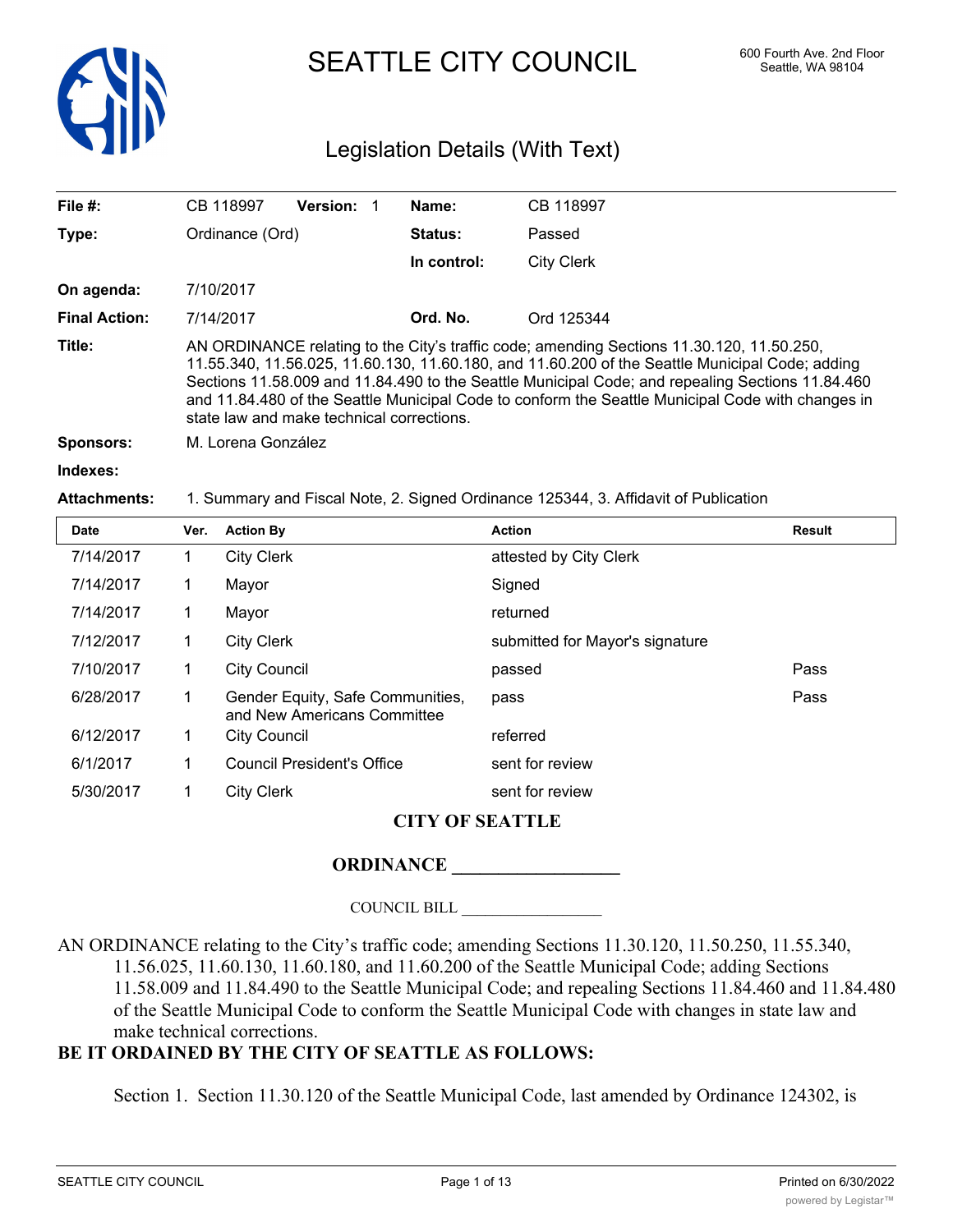# SEATTLE CITY COUNCIL

600 Fourth Ave. 2nd Floor
Seattle, WA 98104

## Legislation Details (With Text)

| | | | |
|---|---|---|---|
| **File #:** | CB 118997 **Version:** 1 | **Name:** | CB 118997 |
| **Type:** | Ordinance (Ord) | **Status:** | Passed |
| | | **In control:** | City Clerk |
| **On agenda:** | 7/10/2017 | | |
| **Final Action:** | 7/14/2017 | **Ord. No.** | Ord 125344 |

**Title:** AN ORDINANCE relating to the City's traffic code; amending Sections 11.30.120, 11.50.250, 11.55.340, 11.56.025, 11.60.130, 11.60.180, and 11.60.200 of the Seattle Municipal Code; adding Sections 11.58.009 and 11.84.490 to the Seattle Municipal Code; and repealing Sections 11.84.460 and 11.84.480 of the Seattle Municipal Code to conform the Seattle Municipal Code with changes in state law and make technical corrections.

**Sponsors:** M. Lorena González

**Indexes:**

**Attachments:** 1. Summary and Fiscal Note, 2. Signed Ordinance 125344, 3. Affidavit of Publication

| Date | Ver. | Action By | Action | Result |
|---|---|---|---|---|
| 7/14/2017 | 1 | City Clerk | attested by City Clerk | |
| 7/14/2017 | 1 | Mayor | Signed | |
| 7/14/2017 | 1 | Mayor | returned | |
| 7/12/2017 | 1 | City Clerk | submitted for Mayor's signature | |
| 7/10/2017 | 1 | City Council | passed | Pass |
| 6/28/2017 | 1 | Gender Equity, Safe Communities, and New Americans Committee | pass | Pass |
| 6/12/2017 | 1 | City Council | referred | |
| 6/1/2017 | 1 | Council President's Office | sent for review | |
| 5/30/2017 | 1 | City Clerk | sent for review | |

**CITY OF SEATTLE**

**ORDINANCE __________________**

COUNCIL BILL __________________

AN ORDINANCE relating to the City's traffic code; amending Sections 11.30.120, 11.50.250, 11.55.340, 11.56.025, 11.60.130, 11.60.180, and 11.60.200 of the Seattle Municipal Code; adding Sections 11.58.009 and 11.84.490 to the Seattle Municipal Code; and repealing Sections 11.84.460 and 11.84.480 of the Seattle Municipal Code to conform the Seattle Municipal Code with changes in state law and make technical corrections.

**BE IT ORDAINED BY THE CITY OF SEATTLE AS FOLLOWS:**

Section 1. Section 11.30.120 of the Seattle Municipal Code, last amended by Ordinance 124302, is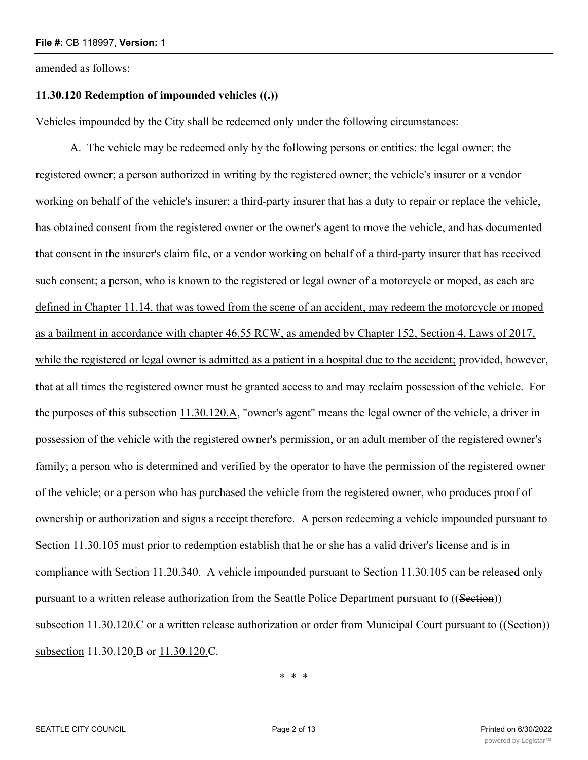amended as follows:

**11.30.120 Redemption of impounded vehicles ((.))**

Vehicles impounded by the City shall be redeemed only under the following circumstances:

A. The vehicle may be redeemed only by the following persons or entities: the legal owner; the registered owner; a person authorized in writing by the registered owner; the vehicle's insurer or a vendor working on behalf of the vehicle's insurer; a third-party insurer that has a duty to repair or replace the vehicle, has obtained consent from the registered owner or the owner's agent to move the vehicle, and has documented that consent in the insurer's claim file, or a vendor working on behalf of a third-party insurer that has received such consent; <u>a person, who is known to the registered or legal owner of a motorcycle or moped, as each are defined in Chapter 11.14, that was towed from the scene of an accident, may redeem the motorcycle or moped as a bailment in accordance with chapter 46.55 RCW, as amended by Chapter 152, Section 4, Laws of 2017, while the registered or legal owner is admitted as a patient in a hospital due to the accident;</u> provided, however, that at all times the registered owner must be granted access to and may reclaim possession of the vehicle. For the purposes of this subsection <u>11.30.120.A</u>, "owner's agent" means the legal owner of the vehicle, a driver in possession of the vehicle with the registered owner's permission, or an adult member of the registered owner's family; a person who is determined and verified by the operator to have the permission of the registered owner of the vehicle; or a person who has purchased the vehicle from the registered owner, who produces proof of ownership or authorization and signs a receipt therefore. A person redeeming a vehicle impounded pursuant to Section 11.30.105 must prior to redemption establish that he or she has a valid driver's license and is in compliance with Section 11.20.340. A vehicle impounded pursuant to Section 11.30.105 can be released only pursuant to a written release authorization from the Seattle Police Department pursuant to ((~~Section~~)) <u>subsection</u> 11.30.120<u>.</u>C or a written release authorization or order from Municipal Court pursuant to ((~~Section~~)) <u>subsection</u> 11.30.120<u>.</u>B or <u>11.30.120.</u>C.

\* \* \*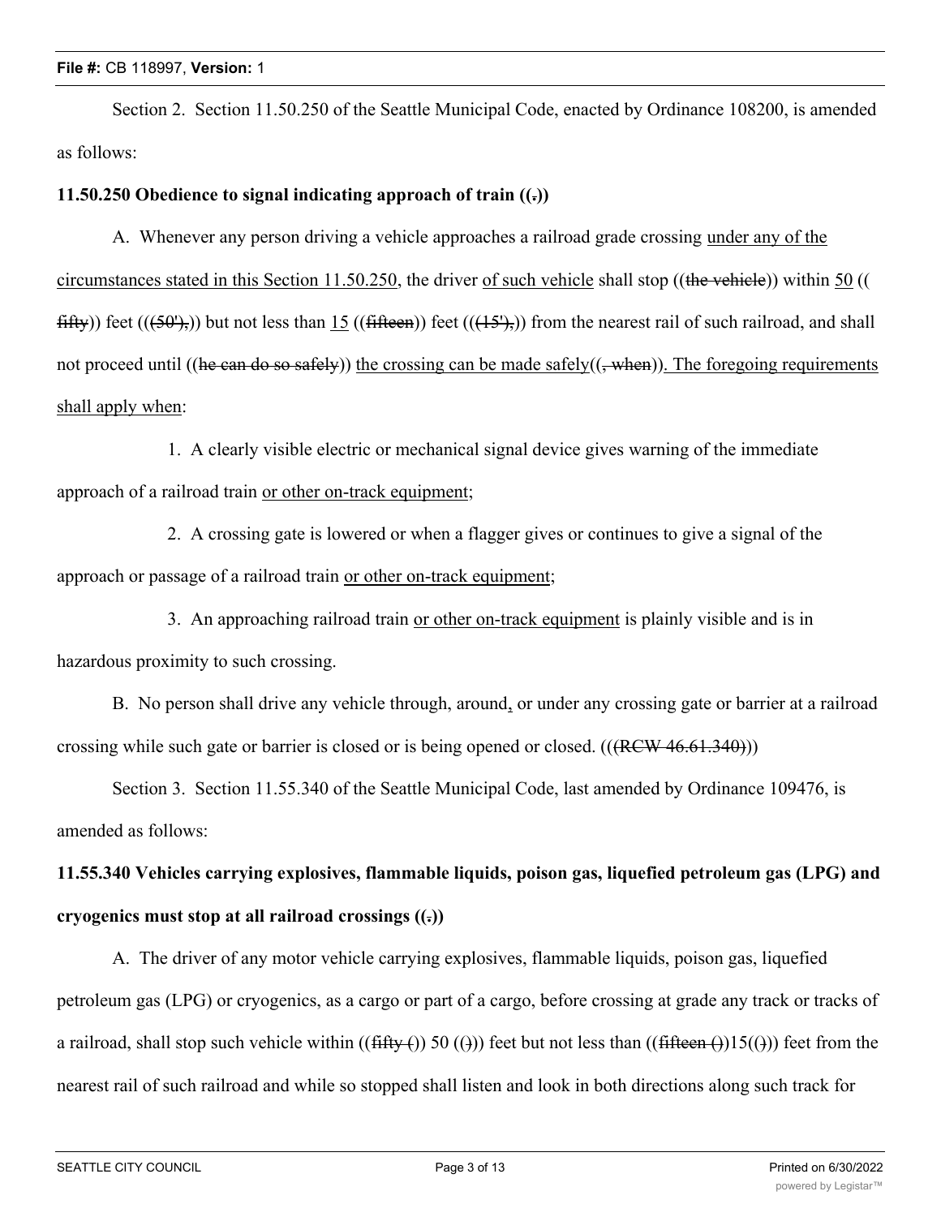Section 2. Section 11.50.250 of the Seattle Municipal Code, enacted by Ordinance 108200, is amended as follows:

**11.50.250 Obedience to signal indicating approach of train ((.))**

A. Whenever any person driving a vehicle approaches a railroad grade crossing under any of the circumstances stated in this Section 11.50.250, the driver of such vehicle shall stop ((the vehicle)) within 50 ((fifty)) feet (((50'),)) but not less than 15 ((fifteen)) feet (((15'),)) from the nearest rail of such railroad, and shall not proceed until ((he can do so safely)) the crossing can be made safely((, when)). The foregoing requirements shall apply when:

1. A clearly visible electric or mechanical signal device gives warning of the immediate approach of a railroad train or other on-track equipment;

2. A crossing gate is lowered or when a flagger gives or continues to give a signal of the approach or passage of a railroad train or other on-track equipment;

3. An approaching railroad train or other on-track equipment is plainly visible and is in hazardous proximity to such crossing.

B. No person shall drive any vehicle through, around, or under any crossing gate or barrier at a railroad crossing while such gate or barrier is closed or is being opened or closed. (((RCW 46.61.340)))

Section 3. Section 11.55.340 of the Seattle Municipal Code, last amended by Ordinance 109476, is amended as follows:

**11.55.340 Vehicles carrying explosives, flammable liquids, poison gas, liquefied petroleum gas (LPG) and cryogenics must stop at all railroad crossings ((.))**

A. The driver of any motor vehicle carrying explosives, flammable liquids, poison gas, liquefied petroleum gas (LPG) or cryogenics, as a cargo or part of a cargo, before crossing at grade any track or tracks of a railroad, shall stop such vehicle within ((fifty ()) 50 (())) feet but not less than ((fifteen ())15(())) feet from the nearest rail of such railroad and while so stopped shall listen and look in both directions along such track for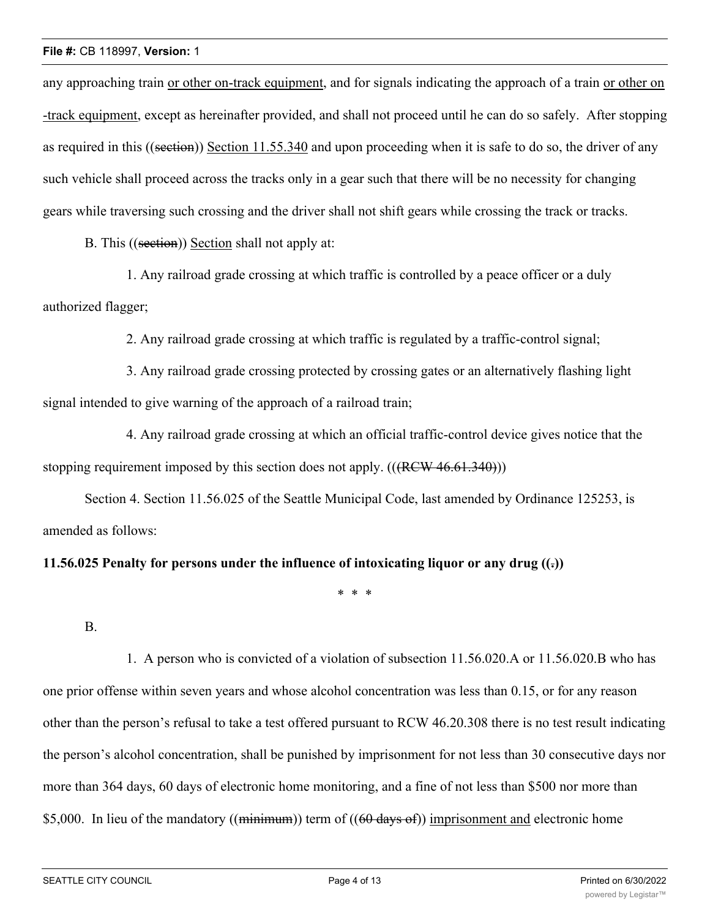any approaching train or other on-track equipment, and for signals indicating the approach of a train or other on-track equipment, except as hereinafter provided, and shall not proceed until he can do so safely. After stopping as required in this ((~~section~~)) Section 11.55.340 and upon proceeding when it is safe to do so, the driver of any such vehicle shall proceed across the tracks only in a gear such that there will be no necessity for changing gears while traversing such crossing and the driver shall not shift gears while crossing the track or tracks.

B. This ((~~section~~)) Section shall not apply at:

1. Any railroad grade crossing at which traffic is controlled by a peace officer or a duly authorized flagger;

2. Any railroad grade crossing at which traffic is regulated by a traffic-control signal;

3. Any railroad grade crossing protected by crossing gates or an alternatively flashing light signal intended to give warning of the approach of a railroad train;

4. Any railroad grade crossing at which an official traffic-control device gives notice that the stopping requirement imposed by this section does not apply. ((~~(RCW 46.61.340)~~))

Section 4. Section 11.56.025 of the Seattle Municipal Code, last amended by Ordinance 125253, is amended as follows:

**11.56.025 Penalty for persons under the influence of intoxicating liquor or any drug ((~~.~~))**

\* \* \*

B.

1. A person who is convicted of a violation of subsection 11.56.020.A or 11.56.020.B who has one prior offense within seven years and whose alcohol concentration was less than 0.15, or for any reason other than the person's refusal to take a test offered pursuant to RCW 46.20.308 there is no test result indicating the person's alcohol concentration, shall be punished by imprisonment for not less than 30 consecutive days nor more than 364 days, 60 days of electronic home monitoring, and a fine of not less than $500 nor more than $5,000. In lieu of the mandatory ((~~minimum~~)) term of ((~~60 days of~~)) imprisonment and electronic home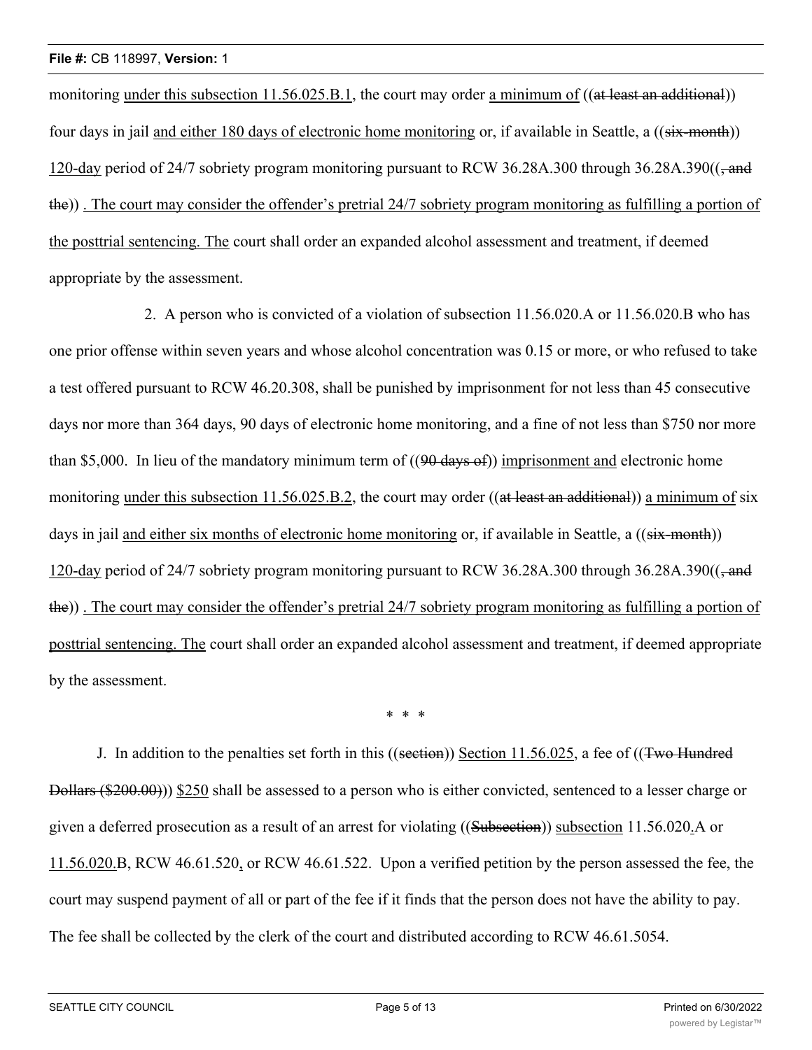monitoring <u>under this subsection 11.56.025.B.1</u>, the court may order <u>a minimum of</u> ((~~at least an additional~~)) four days in jail <u>and either 180 days of electronic home monitoring</u> or, if available in Seattle, a ((~~six-month~~)) <u>120-day</u> period of 24/7 sobriety program monitoring pursuant to RCW 36.28A.300 through 36.28A.390((~~, and the~~)) <u>. The court may consider the offender's pretrial 24/7 sobriety program monitoring as fulfilling a portion of the posttrial sentencing. The</u> court shall order an expanded alcohol assessment and treatment, if deemed appropriate by the assessment.

2. A person who is convicted of a violation of subsection 11.56.020.A or 11.56.020.B who has one prior offense within seven years and whose alcohol concentration was 0.15 or more, or who refused to take a test offered pursuant to RCW 46.20.308, shall be punished by imprisonment for not less than 45 consecutive days nor more than 364 days, 90 days of electronic home monitoring, and a fine of not less than $750 nor more than $5,000. In lieu of the mandatory minimum term of ((~~90 days of~~)) <u>imprisonment and</u> electronic home monitoring <u>under this subsection 11.56.025.B.2</u>, the court may order ((~~at least an additional~~)) <u>a minimum of</u> six days in jail <u>and either six months of electronic home monitoring</u> or, if available in Seattle, a ((~~six-month~~)) <u>120-day</u> period of 24/7 sobriety program monitoring pursuant to RCW 36.28A.300 through 36.28A.390((~~, and the~~)) <u>. The court may consider the offender's pretrial 24/7 sobriety program monitoring as fulfilling a portion of posttrial sentencing. The</u> court shall order an expanded alcohol assessment and treatment, if deemed appropriate by the assessment.

\* \* \*

J. In addition to the penalties set forth in this ((~~section~~)) <u>Section 11.56.025</u>, a fee of ((~~Two Hundred Dollars ($200.00)~~)) <u>$250</u> shall be assessed to a person who is either convicted, sentenced to a lesser charge or given a deferred prosecution as a result of an arrest for violating ((~~Subsection~~)) <u>subsection</u> 11.56.020<u>.</u>A or <u>11.56.020.</u>B, RCW 46.61.520<u>,</u> or RCW 46.61.522. Upon a verified petition by the person assessed the fee, the court may suspend payment of all or part of the fee if it finds that the person does not have the ability to pay. The fee shall be collected by the clerk of the court and distributed according to RCW 46.61.5054.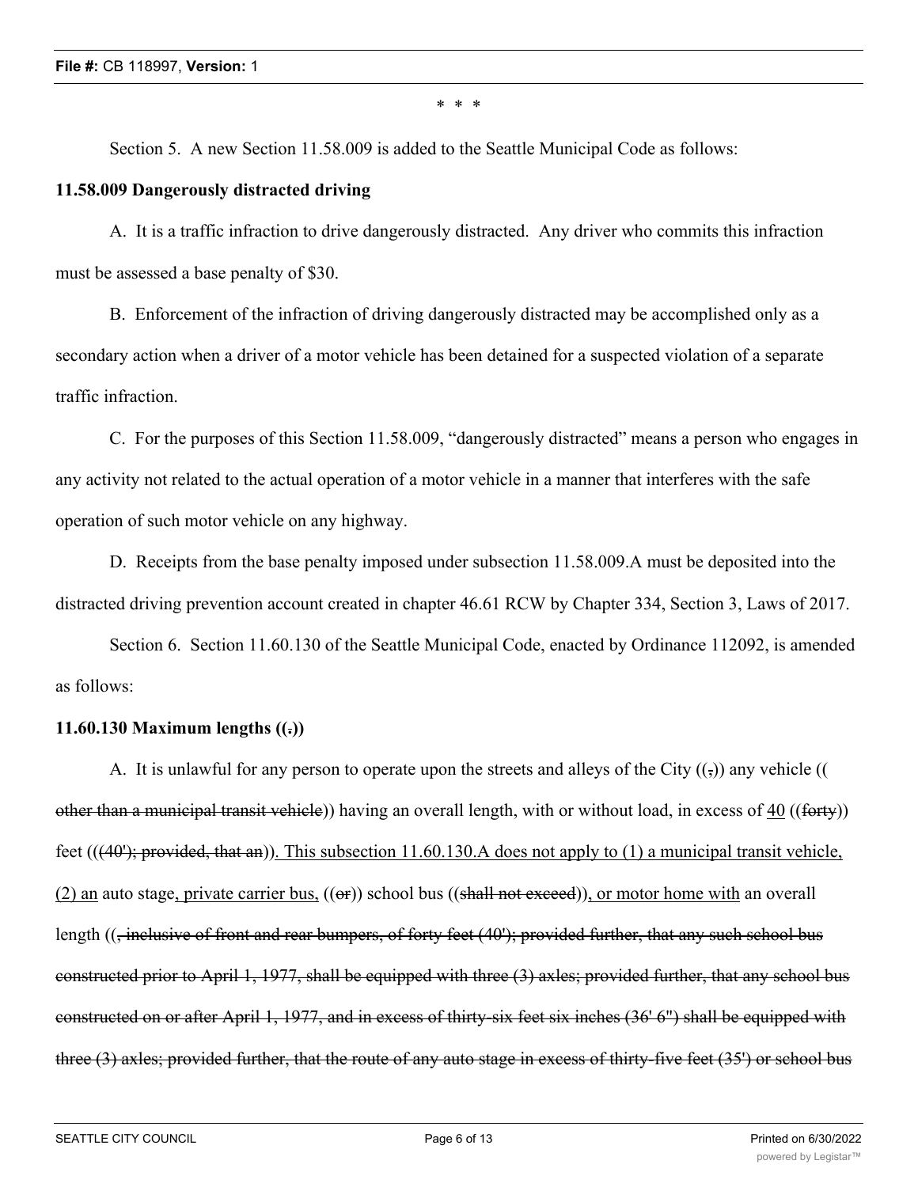\* \* \*

Section 5. A new Section 11.58.009 is added to the Seattle Municipal Code as follows:

**11.58.009 Dangerously distracted driving**

A. It is a traffic infraction to drive dangerously distracted. Any driver who commits this infraction must be assessed a base penalty of $30.

B. Enforcement of the infraction of driving dangerously distracted may be accomplished only as a secondary action when a driver of a motor vehicle has been detained for a suspected violation of a separate traffic infraction.

C. For the purposes of this Section 11.58.009, "dangerously distracted" means a person who engages in any activity not related to the actual operation of a motor vehicle in a manner that interferes with the safe operation of such motor vehicle on any highway.

D. Receipts from the base penalty imposed under subsection 11.58.009.A must be deposited into the distracted driving prevention account created in chapter 46.61 RCW by Chapter 334, Section 3, Laws of 2017.

Section 6. Section 11.60.130 of the Seattle Municipal Code, enacted by Ordinance 112092, is amended as follows:

**11.60.130 Maximum lengths ((~~.~~))**

A. It is unlawful for any person to operate upon the streets and alleys of the City ((~~,~~)) any vehicle ((~~other than a municipal transit vehicle~~)) having an overall length, with or without load, in excess of <u>40</u> ((~~forty~~)) feet ((~~(40'); provided, that an~~))<u>. This subsection 11.60.130.A does not apply to (1) a municipal transit vehicle, (2) an</u> auto stage<u>, private carrier bus,</u> ((~~or~~)) school bus ((~~shall not exceed~~))<u>, or motor home with</u> an overall length ((~~, inclusive of front and rear bumpers, of forty feet (40'); provided further, that any such school bus constructed prior to April 1, 1977, shall be equipped with three (3) axles; provided further, that any school bus constructed on or after April 1, 1977, and in excess of thirty-six feet six inches (36' 6") shall be equipped with three (3) axles; provided further, that the route of any auto stage in excess of thirty-five feet (35') or school bus~~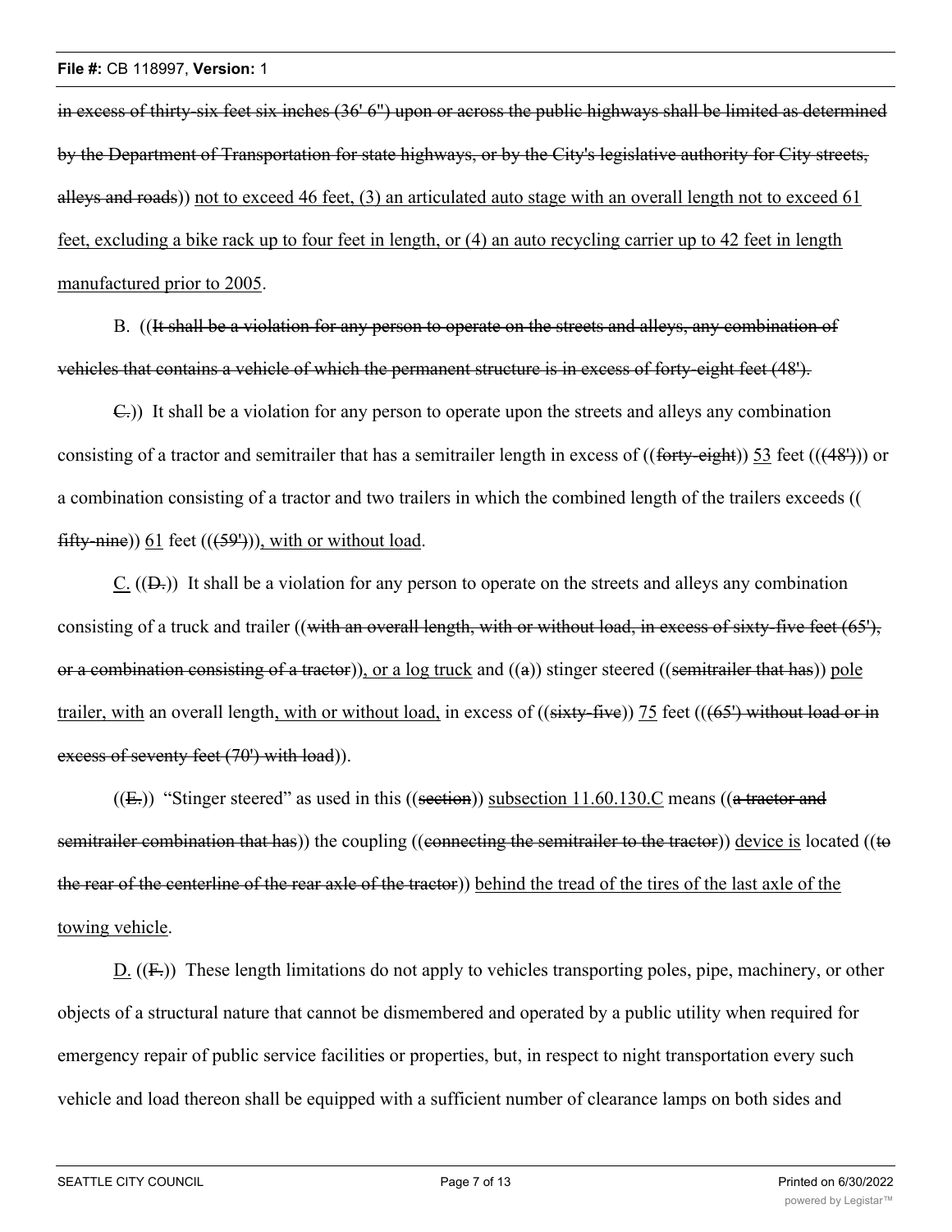in excess of thirty-six feet six inches (36' 6") upon or across the public highways shall be limited as determined by the Department of Transportation for state highways, or by the City's legislative authority for City streets, alleys and roads)) not to exceed 46 feet, (3) an articulated auto stage with an overall length not to exceed 61 feet, excluding a bike rack up to four feet in length, or (4) an auto recycling carrier up to 42 feet in length manufactured prior to 2005.

B. ((It shall be a violation for any person to operate on the streets and alleys, any combination of vehicles that contains a vehicle of which the permanent structure is in excess of forty-eight feet (48').

C.)) It shall be a violation for any person to operate upon the streets and alleys any combination consisting of a tractor and semitrailer that has a semitrailer length in excess of ((forty-eight)) 53 feet (((48'))) or a combination consisting of a tractor and two trailers in which the combined length of the trailers exceeds ((fifty-nine)) 61 feet (((59'))), with or without load.

C. ((D.)) It shall be a violation for any person to operate on the streets and alleys any combination consisting of a truck and trailer ((with an overall length, with or without load, in excess of sixty-five feet (65'), or a combination consisting of a tractor)), or a log truck and ((a)) stinger steered ((semitrailer that has)) pole trailer, with an overall length, with or without load, in excess of ((sixty-five)) 75 feet (((65') without load or in excess of seventy feet (70') with load)).

((E.)) "Stinger steered" as used in this ((section)) subsection 11.60.130.C means ((a tractor and semitrailer combination that has)) the coupling ((connecting the semitrailer to the tractor)) device is located ((to the rear of the centerline of the rear axle of the tractor)) behind the tread of the tires of the last axle of the towing vehicle.

D. ((F.)) These length limitations do not apply to vehicles transporting poles, pipe, machinery, or other objects of a structural nature that cannot be dismembered and operated by a public utility when required for emergency repair of public service facilities or properties, but, in respect to night transportation every such vehicle and load thereon shall be equipped with a sufficient number of clearance lamps on both sides and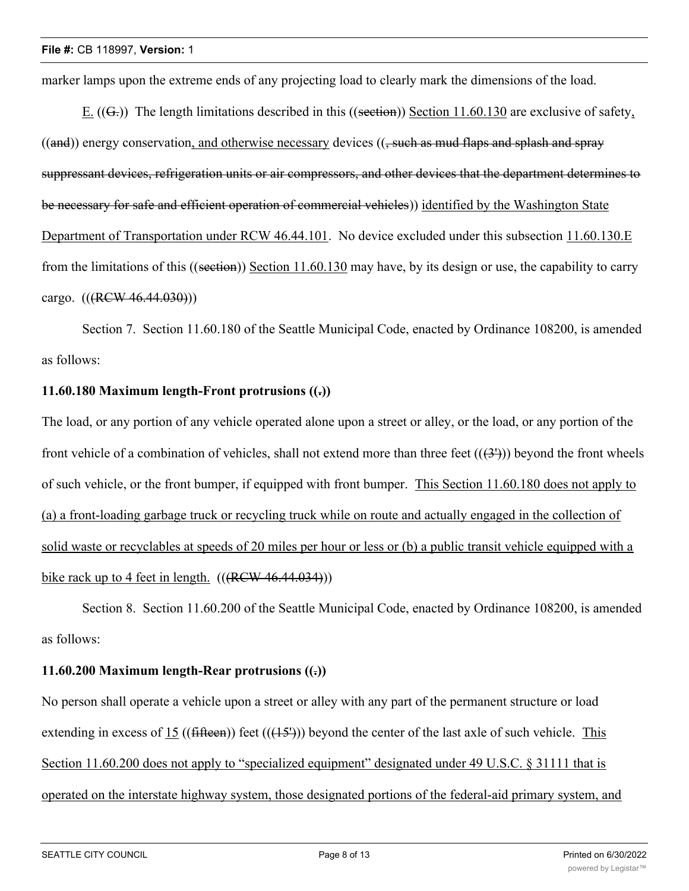marker lamps upon the extreme ends of any projecting load to clearly mark the dimensions of the load.

E. ((G.)) The length limitations described in this ((section)) Section 11.60.130 are exclusive of safety, ((and)) energy conservation, and otherwise necessary devices ((, such as mud flaps and splash and spray suppressant devices, refrigeration units or air compressors, and other devices that the department determines to be necessary for safe and efficient operation of commercial vehicles)) identified by the Washington State Department of Transportation under RCW 46.44.101. No device excluded under this subsection 11.60.130.E from the limitations of this ((section)) Section 11.60.130 may have, by its design or use, the capability to carry cargo. (((RCW 46.44.030)))

Section 7. Section 11.60.180 of the Seattle Municipal Code, enacted by Ordinance 108200, is amended as follows:

**11.60.180 Maximum length-Front protrusions ((.))**

The load, or any portion of any vehicle operated alone upon a street or alley, or the load, or any portion of the front vehicle of a combination of vehicles, shall not extend more than three feet (((3'))) beyond the front wheels of such vehicle, or the front bumper, if equipped with front bumper. This Section 11.60.180 does not apply to (a) a front-loading garbage truck or recycling truck while on route and actually engaged in the collection of solid waste or recyclables at speeds of 20 miles per hour or less or (b) a public transit vehicle equipped with a bike rack up to 4 feet in length. (((RCW 46.44.034)))

Section 8. Section 11.60.200 of the Seattle Municipal Code, enacted by Ordinance 108200, is amended as follows:

**11.60.200 Maximum length-Rear protrusions ((.))**

No person shall operate a vehicle upon a street or alley with any part of the permanent structure or load extending in excess of 15 ((fifteen)) feet (((15'))) beyond the center of the last axle of such vehicle. This Section 11.60.200 does not apply to "specialized equipment" designated under 49 U.S.C. § 31111 that is operated on the interstate highway system, those designated portions of the federal-aid primary system, and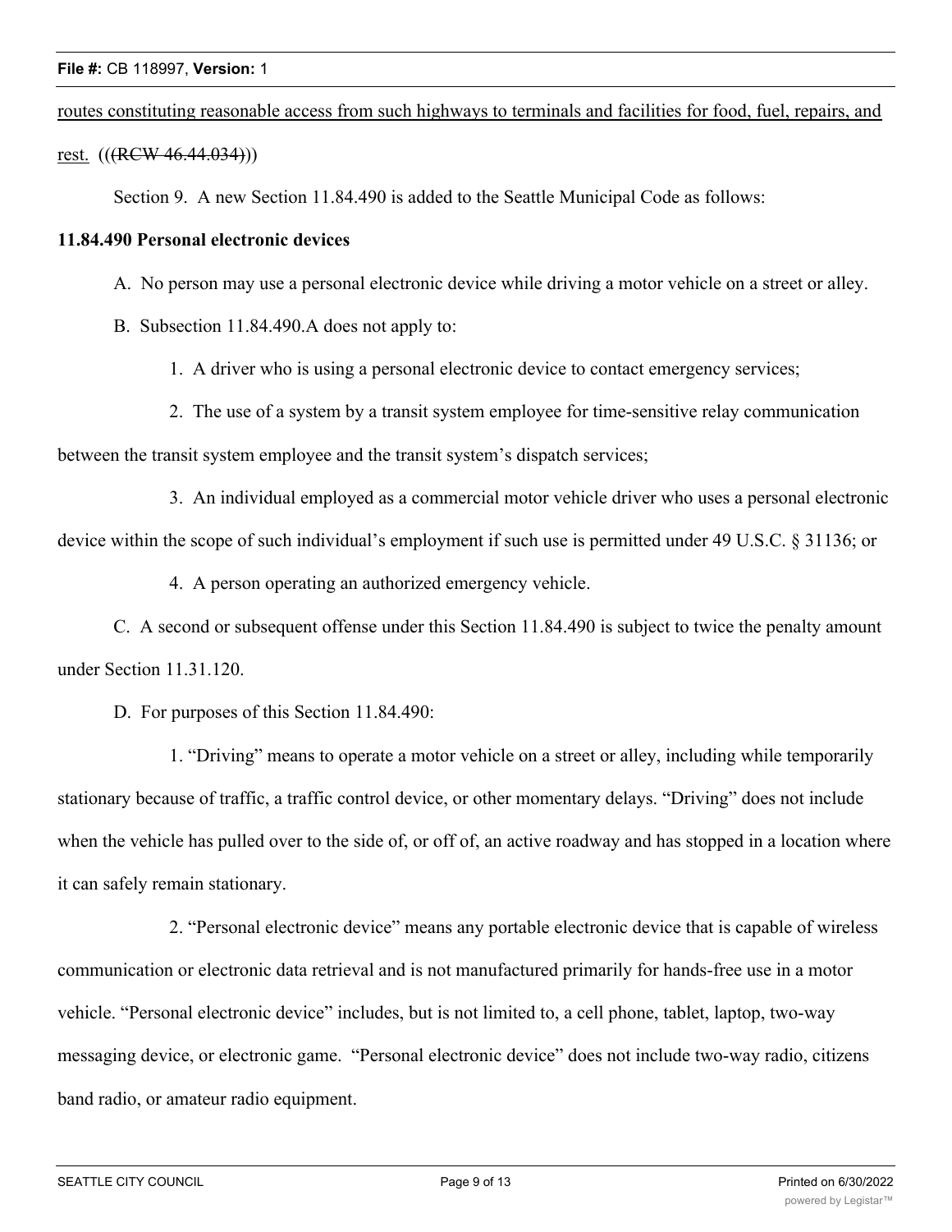routes constituting reasonable access from such highways to terminals and facilities for food, fuel, repairs, and rest. (((RCW 46.44.034)))

Section 9. A new Section 11.84.490 is added to the Seattle Municipal Code as follows:

**11.84.490 Personal electronic devices**

A. No person may use a personal electronic device while driving a motor vehicle on a street or alley.

B. Subsection 11.84.490.A does not apply to:

1. A driver who is using a personal electronic device to contact emergency services;

2. The use of a system by a transit system employee for time-sensitive relay communication between the transit system employee and the transit system's dispatch services;

3. An individual employed as a commercial motor vehicle driver who uses a personal electronic device within the scope of such individual's employment if such use is permitted under 49 U.S.C. § 31136; or

4. A person operating an authorized emergency vehicle.

C. A second or subsequent offense under this Section 11.84.490 is subject to twice the penalty amount under Section 11.31.120.

D. For purposes of this Section 11.84.490:

1. "Driving" means to operate a motor vehicle on a street or alley, including while temporarily stationary because of traffic, a traffic control device, or other momentary delays. "Driving" does not include when the vehicle has pulled over to the side of, or off of, an active roadway and has stopped in a location where it can safely remain stationary.

2. "Personal electronic device" means any portable electronic device that is capable of wireless communication or electronic data retrieval and is not manufactured primarily for hands-free use in a motor vehicle. "Personal electronic device" includes, but is not limited to, a cell phone, tablet, laptop, two-way messaging device, or electronic game. "Personal electronic device" does not include two-way radio, citizens band radio, or amateur radio equipment.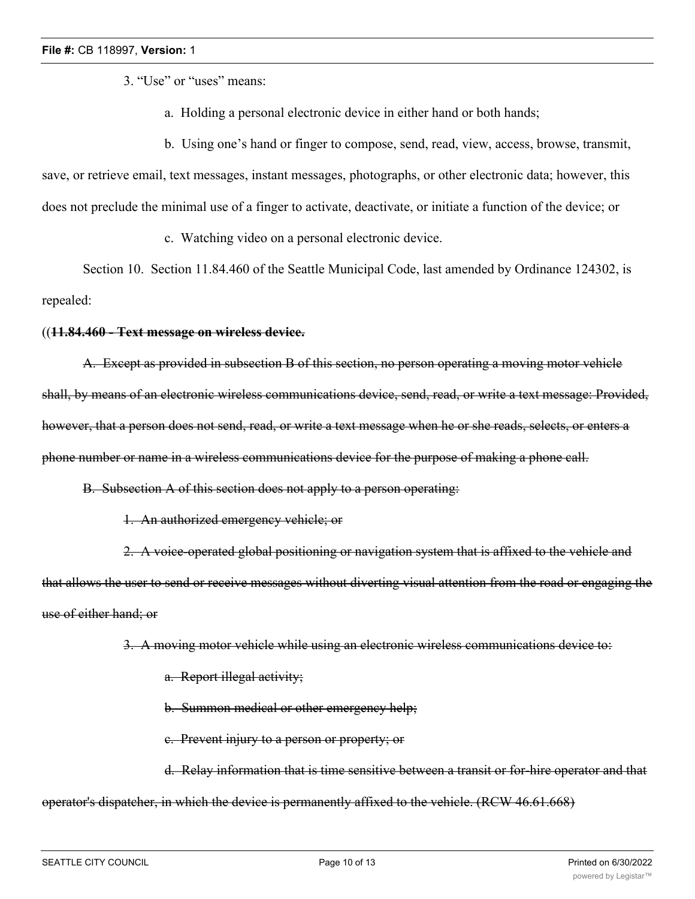3. "Use" or "uses" means:

a. Holding a personal electronic device in either hand or both hands;

b. Using one's hand or finger to compose, send, read, view, access, browse, transmit, save, or retrieve email, text messages, instant messages, photographs, or other electronic data; however, this does not preclude the minimal use of a finger to activate, deactivate, or initiate a function of the device; or

c. Watching video on a personal electronic device.

Section 10. Section 11.84.460 of the Seattle Municipal Code, last amended by Ordinance 124302, is repealed:

((~~**11.84.460 - Text message on wireless device.**~~

~~A. Except as provided in subsection B of this section, no person operating a moving motor vehicle shall, by means of an electronic wireless communications device, send, read, or write a text message: Provided, however, that a person does not send, read, or write a text message when he or she reads, selects, or enters a phone number or name in a wireless communications device for the purpose of making a phone call.~~

~~B. Subsection A of this section does not apply to a person operating:~~

~~1. An authorized emergency vehicle; or~~

~~2. A voice-operated global positioning or navigation system that is affixed to the vehicle and that allows the user to send or receive messages without diverting visual attention from the road or engaging the use of either hand; or~~

~~3. A moving motor vehicle while using an electronic wireless communications device to:~~

~~a. Report illegal activity;~~

~~b. Summon medical or other emergency help;~~

~~c. Prevent injury to a person or property; or~~

~~d. Relay information that is time sensitive between a transit or for-hire operator and that operator's dispatcher, in which the device is permanently affixed to the vehicle. (RCW 46.61.668)~~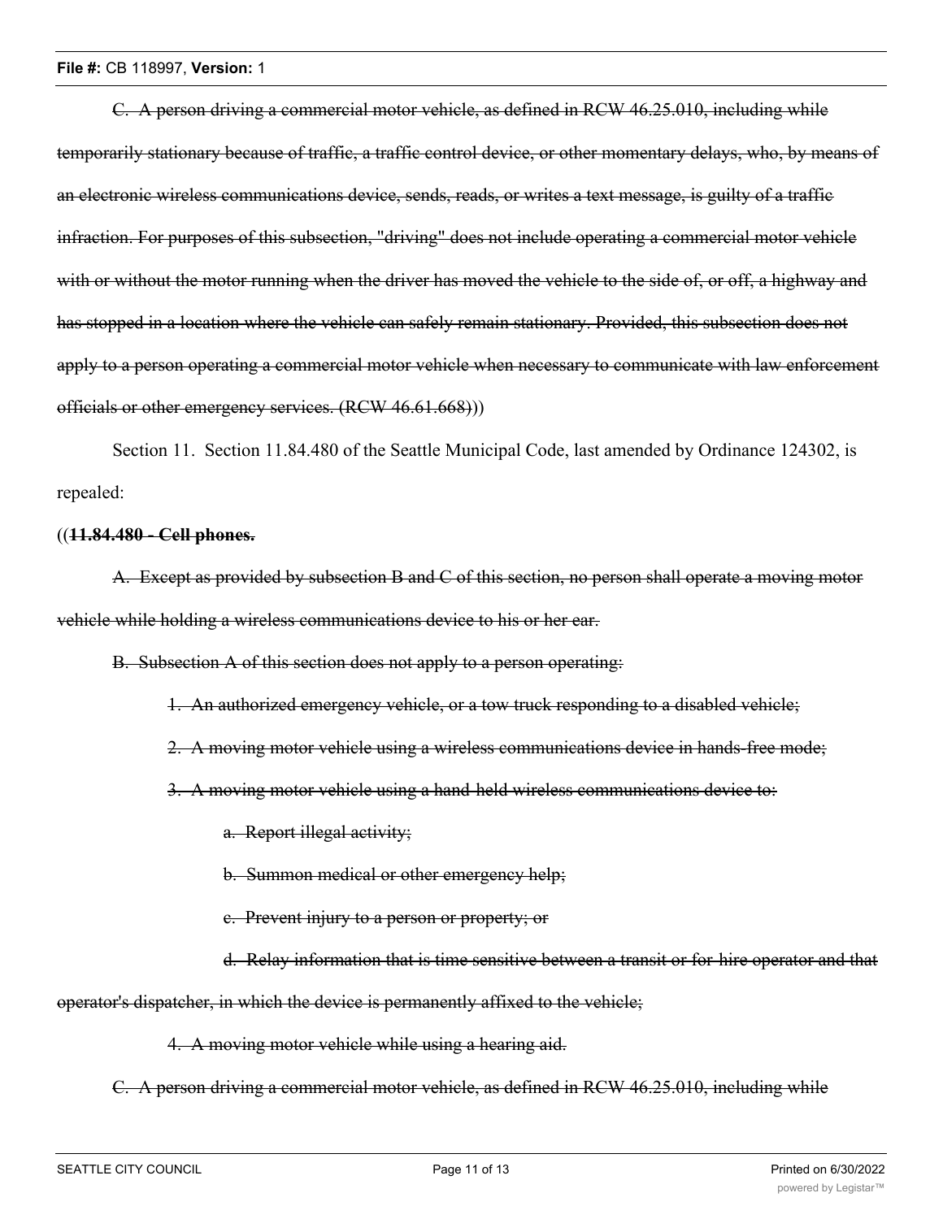~~C. A person driving a commercial motor vehicle, as defined in RCW 46.25.010, including while temporarily stationary because of traffic, a traffic control device, or other momentary delays, who, by means of an electronic wireless communications device, sends, reads, or writes a text message, is guilty of a traffic infraction. For purposes of this subsection, "driving" does not include operating a commercial motor vehicle with or without the motor running when the driver has moved the vehicle to the side of, or off, a highway and has stopped in a location where the vehicle can safely remain stationary. Provided, this subsection does not apply to a person operating a commercial motor vehicle when necessary to communicate with law enforcement officials or other emergency services. (RCW 46.61.668)~~))

Section 11. Section 11.84.480 of the Seattle Municipal Code, last amended by Ordinance 124302, is repealed:

((~~**11.84.480 - Cell phones.**~~

~~A. Except as provided by subsection B and C of this section, no person shall operate a moving motor vehicle while holding a wireless communications device to his or her ear.~~

~~B. Subsection A of this section does not apply to a person operating:~~

~~1. An authorized emergency vehicle, or a tow truck responding to a disabled vehicle;~~

~~2. A moving motor vehicle using a wireless communications device in hands-free mode;~~

~~3. A moving motor vehicle using a hand-held wireless communications device to:~~

~~a. Report illegal activity;~~

~~b. Summon medical or other emergency help;~~

~~c. Prevent injury to a person or property; or~~

~~d. Relay information that is time sensitive between a transit or for-hire operator and that operator's dispatcher, in which the device is permanently affixed to the vehicle;~~

~~4. A moving motor vehicle while using a hearing aid.~~

~~C. A person driving a commercial motor vehicle, as defined in RCW 46.25.010, including while~~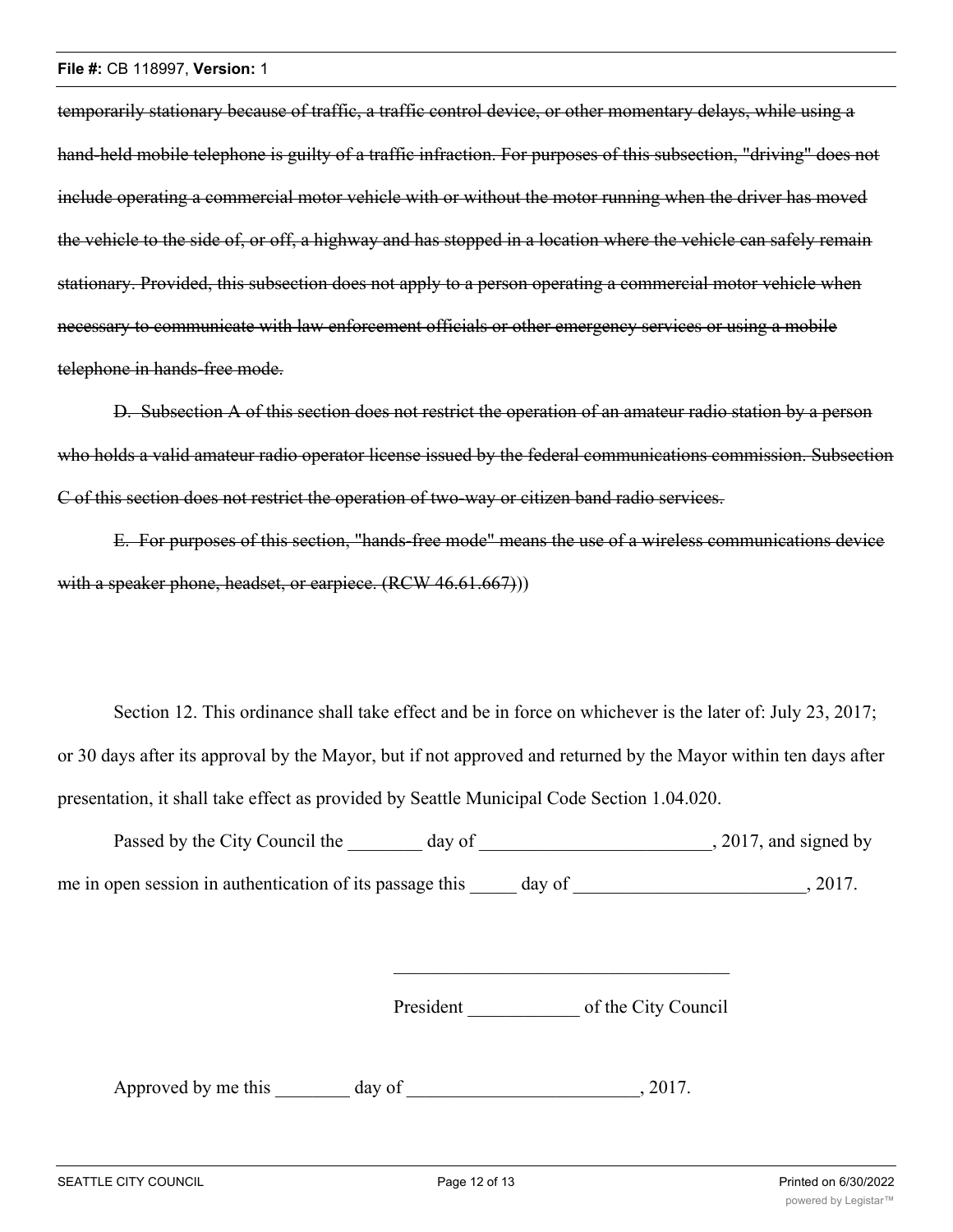~~temporarily stationary because of traffic, a traffic control device, or other momentary delays, while using a hand-held mobile telephone is guilty of a traffic infraction. For purposes of this subsection, "driving" does not include operating a commercial motor vehicle with or without the motor running when the driver has moved the vehicle to the side of, or off, a highway and has stopped in a location where the vehicle can safely remain stationary. Provided, this subsection does not apply to a person operating a commercial motor vehicle when necessary to communicate with law enforcement officials or other emergency services or using a mobile telephone in hands-free mode.~~

~~D. Subsection A of this section does not restrict the operation of an amateur radio station by a person who holds a valid amateur radio operator license issued by the federal communications commission. Subsection C of this section does not restrict the operation of two-way or citizen band radio services.~~

~~E. For purposes of this section, "hands-free mode" means the use of a wireless communications device with a speaker phone, headset, or earpiece. (RCW 46.61.667)~~))

Section 12. This ordinance shall take effect and be in force on whichever is the later of: July 23, 2017; or 30 days after its approval by the Mayor, but if not approved and returned by the Mayor within ten days after presentation, it shall take effect as provided by Seattle Municipal Code Section 1.04.020.

Passed by the City Council the ________ day of _________________________, 2017, and signed by me in open session in authentication of its passage this _____ day of ________________________, 2017.

_____________________________________

President ____________ of the City Council

Approved by me this ________ day of _________________________, 2017.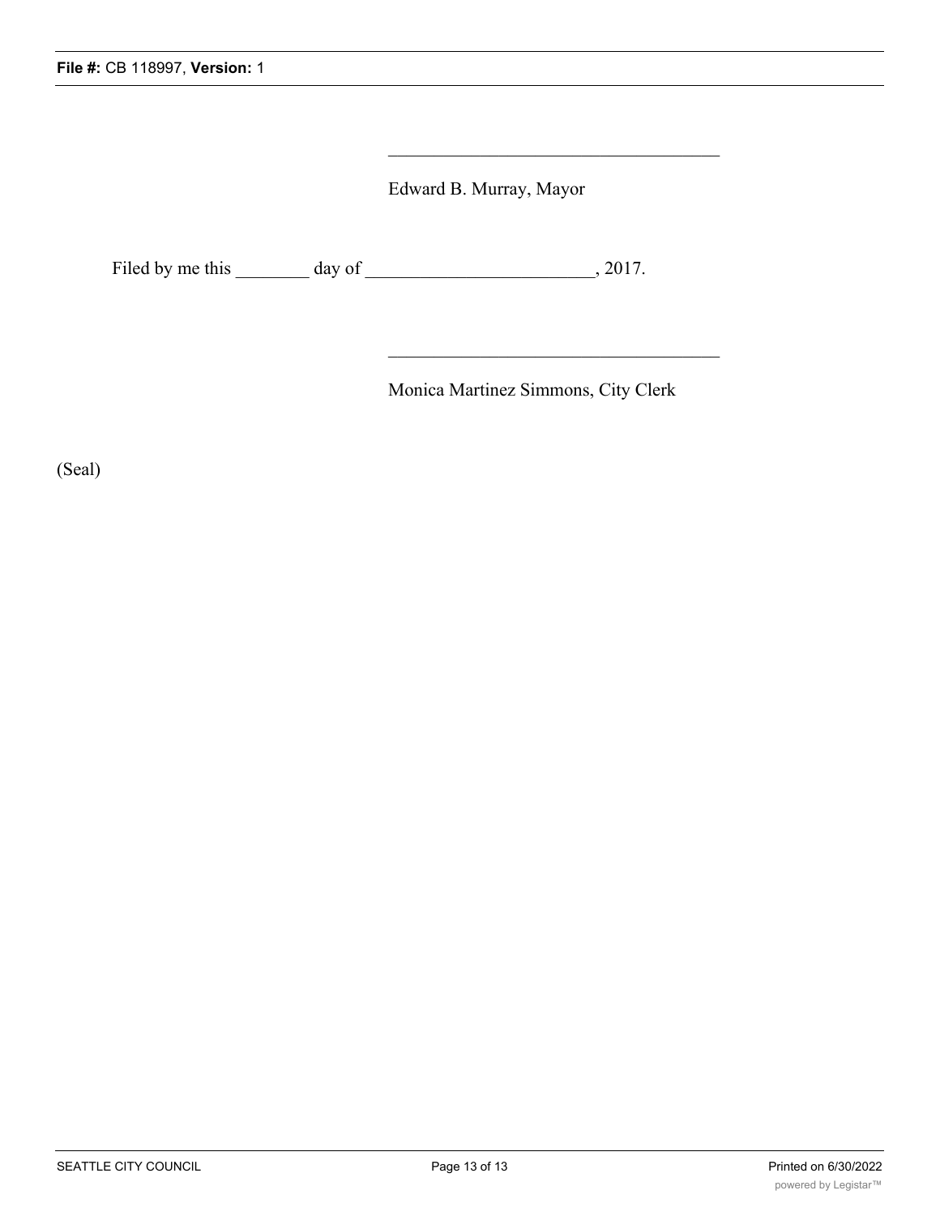____________________________________

Edward B. Murray, Mayor

Filed by me this ________ day of ________________________, 2017.

____________________________________

Monica Martinez Simmons, City Clerk

(Seal)